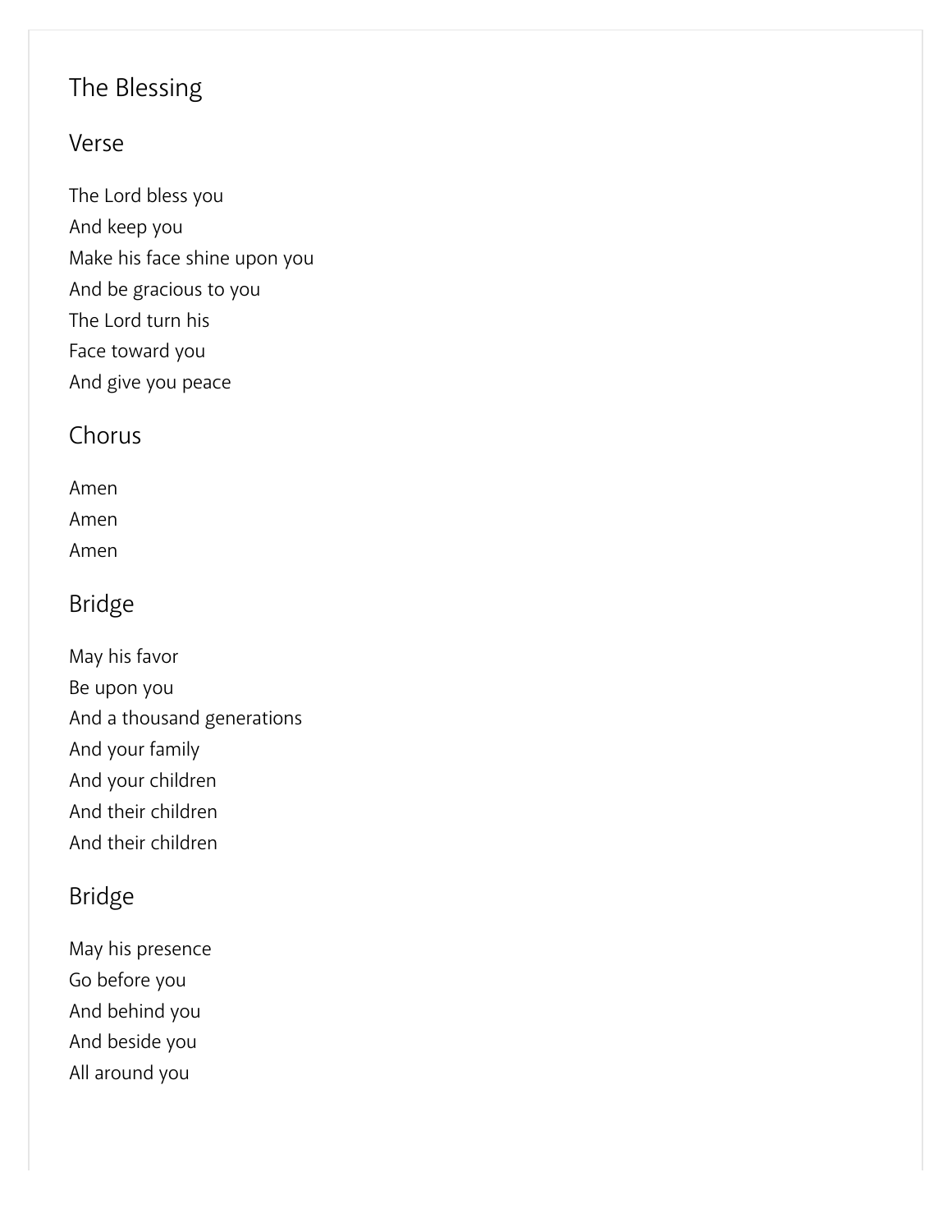# The Blessing

## Verse

The Lord bless you
And keep you
Make his face shine upon you
And be gracious to you
The Lord turn his
Face toward you
And give you peace

## Chorus

Amen
Amen
Amen

## Bridge

May his favor
Be upon you
And a thousand generations
And your family
And your children
And their children
And their children

## Bridge

May his presence
Go before you
And behind you
And beside you
All around you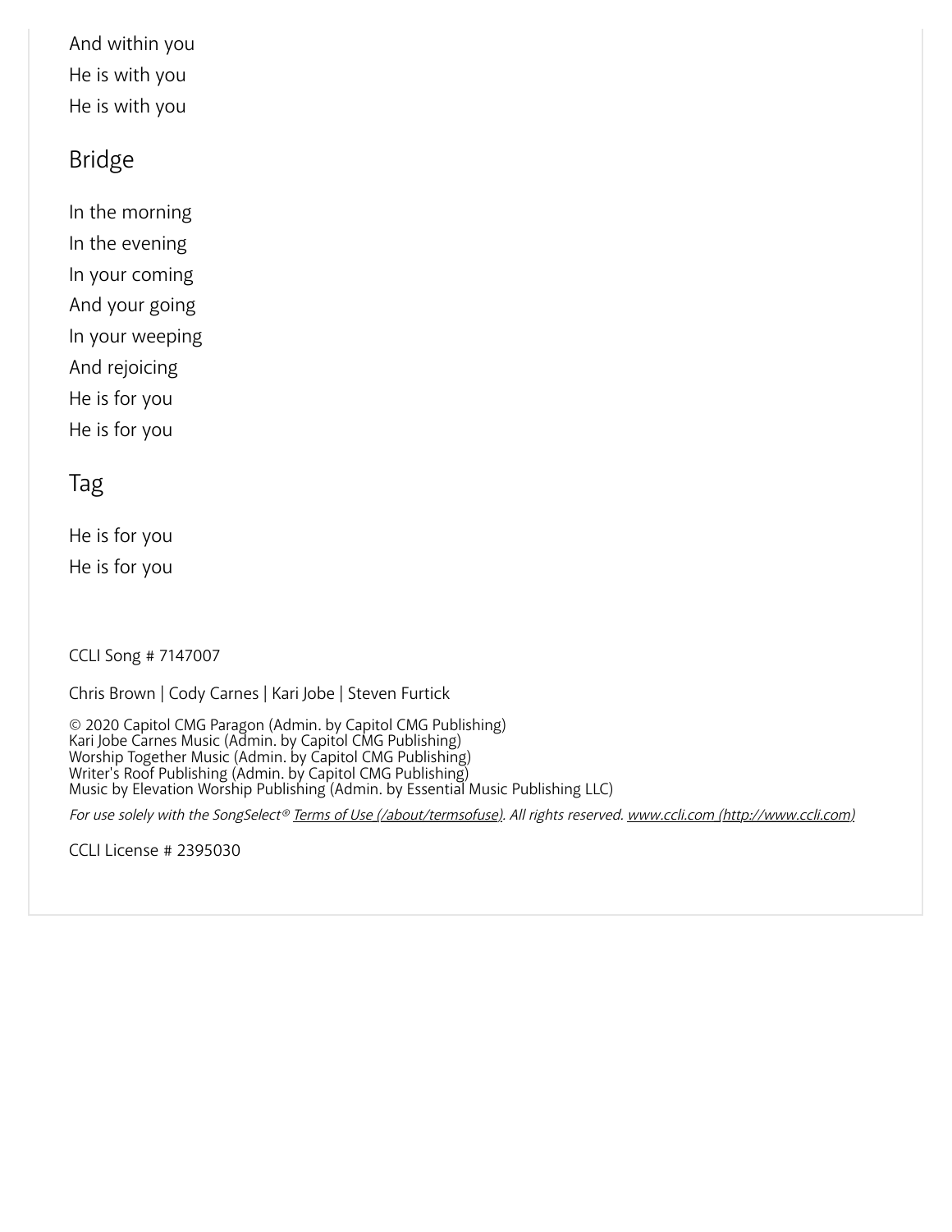And within you
He is with you
He is with you

## Bridge

In the morning
In the evening
In your coming
And your going
In your weeping
And rejoicing
He is for you
He is for you

## Tag

He is for you
He is for you

CCLI Song # 7147007

Chris Brown | Cody Carnes | Kari Jobe | Steven Furtick

© 2020 Capitol CMG Paragon (Admin. by Capitol CMG Publishing)
Kari Jobe Carnes Music (Admin. by Capitol CMG Publishing)
Worship Together Music (Admin. by Capitol CMG Publishing)
Writer's Roof Publishing (Admin. by Capitol CMG Publishing)
Music by Elevation Worship Publishing (Admin. by Essential Music Publishing LLC)

*For use solely with the SongSelect® Terms of Use (/about/termsofuse). All rights reserved. www.ccli.com (http://www.ccli.com)*

CCLI License # 2395030